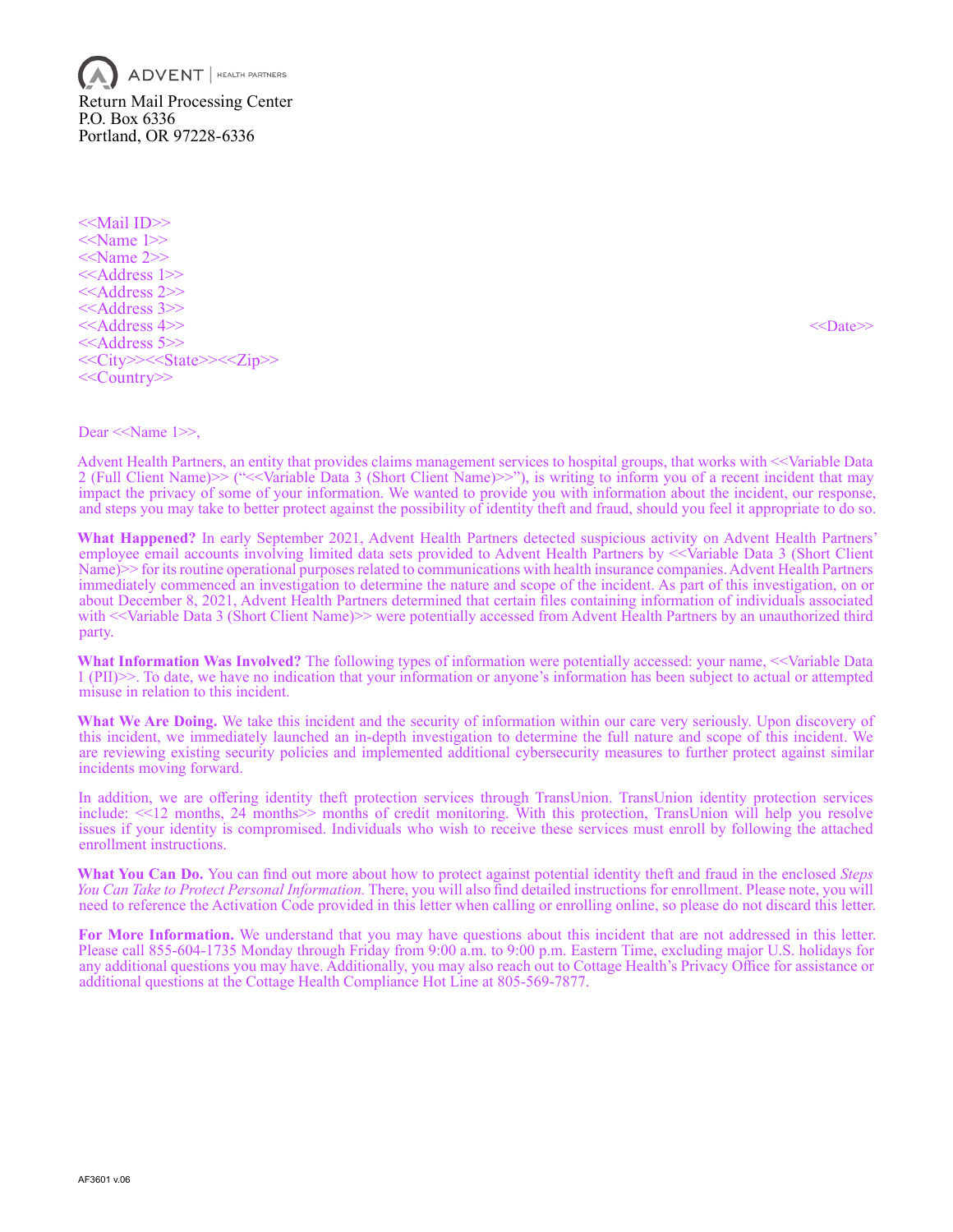ADVENT | HEALTH PARTNERS

Return Mail Processing Center
P.O. Box 6336
Portland, OR 97228-6336

<<Mail ID>>
<<Name 1>>
<<Name 2>>
<<Address 1>>
<<Address 2>>
<<Address 3>>
<<Address 4>>
<<Address 5>>
<<City>><<State>><<Zip>>
<<Country>>

<<Date>>

Dear <<Name 1>>,

Advent Health Partners, an entity that provides claims management services to hospital groups, that works with <<Variable Data 2 (Full Client Name)>> ("<<Variable Data 3 (Short Client Name)>>"), is writing to inform you of a recent incident that may impact the privacy of some of your information. We wanted to provide you with information about the incident, our response, and steps you may take to better protect against the possibility of identity theft and fraud, should you feel it appropriate to do so.

**What Happened?** In early September 2021, Advent Health Partners detected suspicious activity on Advent Health Partners' employee email accounts involving limited data sets provided to Advent Health Partners by <<Variable Data 3 (Short Client Name)>> for its routine operational purposes related to communications with health insurance companies. Advent Health Partners immediately commenced an investigation to determine the nature and scope of the incident. As part of this investigation, on or about December 8, 2021, Advent Health Partners determined that certain files containing information of individuals associated with <<Variable Data 3 (Short Client Name)>> were potentially accessed from Advent Health Partners by an unauthorized third party.

**What Information Was Involved?** The following types of information were potentially accessed: your name, <<Variable Data 1 (PII)>>. To date, we have no indication that your information or anyone's information has been subject to actual or attempted misuse in relation to this incident.

**What We Are Doing.** We take this incident and the security of information within our care very seriously. Upon discovery of this incident, we immediately launched an in-depth investigation to determine the full nature and scope of this incident. We are reviewing existing security policies and implemented additional cybersecurity measures to further protect against similar incidents moving forward.

In addition, we are offering identity theft protection services through TransUnion. TransUnion identity protection services include: <<12 months, 24 months>> months of credit monitoring. With this protection, TransUnion will help you resolve issues if your identity is compromised. Individuals who wish to receive these services must enroll by following the attached enrollment instructions.

**What You Can Do.** You can find out more about how to protect against potential identity theft and fraud in the enclosed *Steps You Can Take to Protect Personal Information*. There, you will also find detailed instructions for enrollment. Please note, you will need to reference the Activation Code provided in this letter when calling or enrolling online, so please do not discard this letter.

**For More Information.** We understand that you may have questions about this incident that are not addressed in this letter. Please call 855-604-1735 Monday through Friday from 9:00 a.m. to 9:00 p.m. Eastern Time, excluding major U.S. holidays for any additional questions you may have. Additionally, you may also reach out to Cottage Health's Privacy Office for assistance or additional questions at the Cottage Health Compliance Hot Line at 805-569-7877.

AF3601 v.06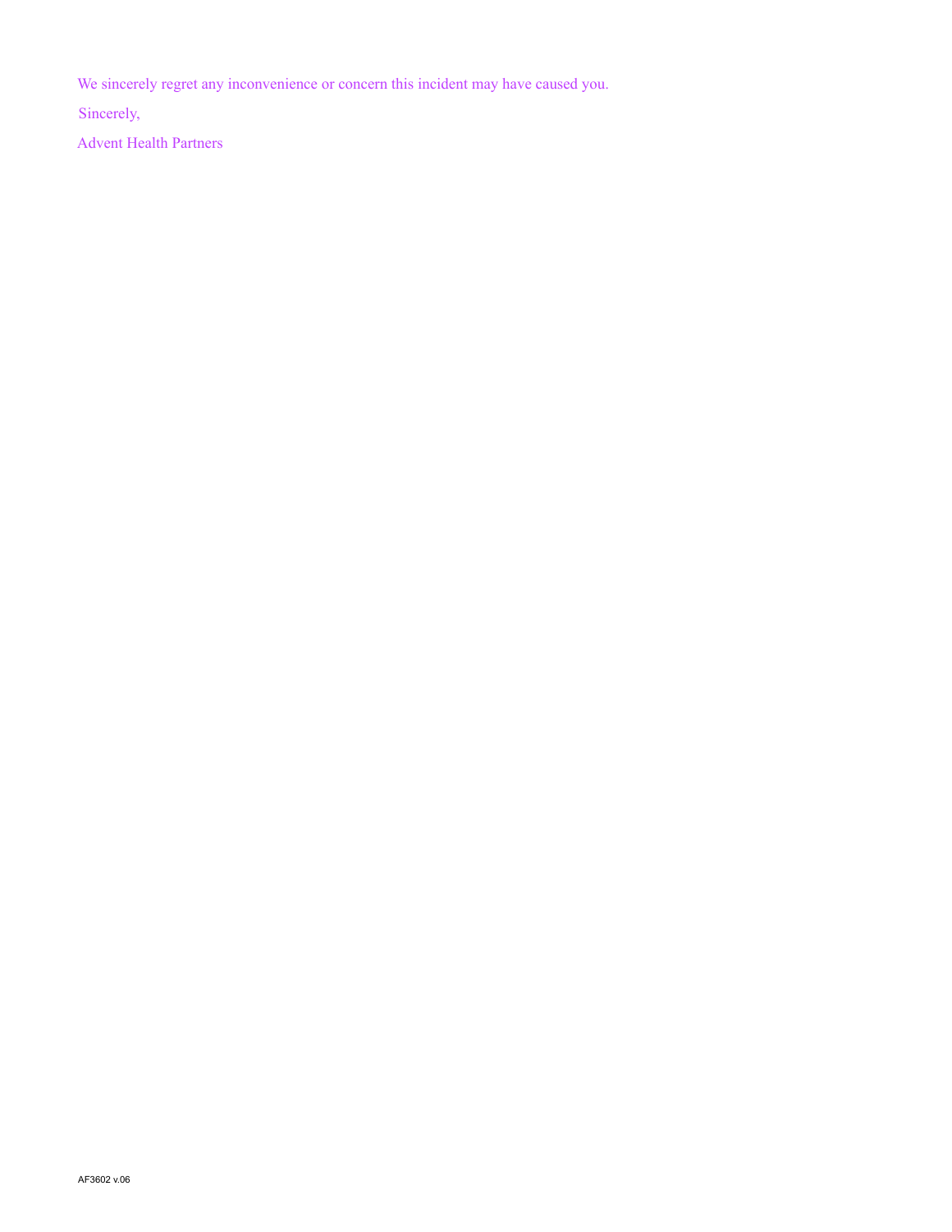We sincerely regret any inconvenience or concern this incident may have caused you.

Sincerely,

Advent Health Partners

AF3602 v.06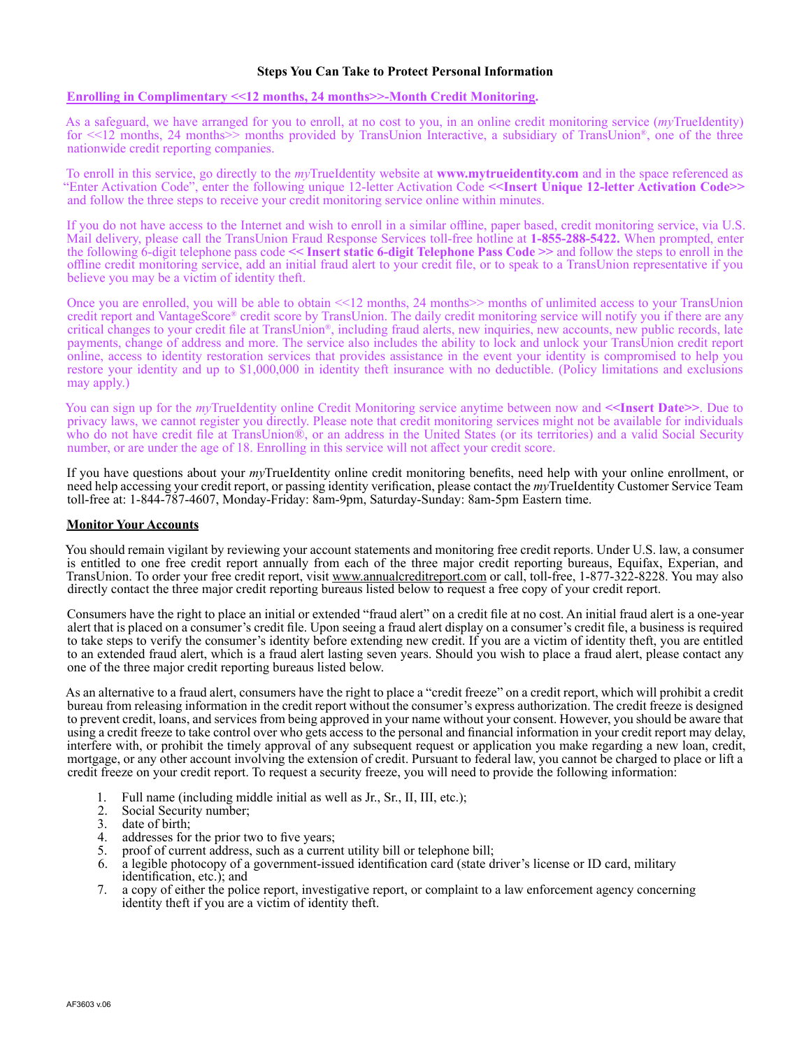**Steps You Can Take to Protect Personal Information**

**Enrolling in Complimentary <<12 months, 24 months>>-Month Credit Monitoring.**

As a safeguard, we have arranged for you to enroll, at no cost to you, in an online credit monitoring service (*my*TrueIdentity) for <<12 months, 24 months>> months provided by TransUnion Interactive, a subsidiary of TransUnion®, one of the three nationwide credit reporting companies.

To enroll in this service, go directly to the *my*TrueIdentity website at **www.mytrueidentity.com** and in the space referenced as "Enter Activation Code", enter the following unique 12-letter Activation Code **<<Insert Unique 12-letter Activation Code>>** and follow the three steps to receive your credit monitoring service online within minutes.

If you do not have access to the Internet and wish to enroll in a similar offline, paper based, credit monitoring service, via U.S. Mail delivery, please call the TransUnion Fraud Response Services toll-free hotline at **1-855-288-5422.** When prompted, enter the following 6-digit telephone pass code **<< Insert static 6-digit Telephone Pass Code >>** and follow the steps to enroll in the offline credit monitoring service, add an initial fraud alert to your credit file, or to speak to a TransUnion representative if you believe you may be a victim of identity theft.

Once you are enrolled, you will be able to obtain <<12 months, 24 months>> months of unlimited access to your TransUnion credit report and VantageScore® credit score by TransUnion. The daily credit monitoring service will notify you if there are any critical changes to your credit file at TransUnion®, including fraud alerts, new inquiries, new accounts, new public records, late payments, change of address and more. The service also includes the ability to lock and unlock your TransUnion credit report online, access to identity restoration services that provides assistance in the event your identity is compromised to help you restore your identity and up to $1,000,000 in identity theft insurance with no deductible. (Policy limitations and exclusions may apply.)

You can sign up for the *my*TrueIdentity online Credit Monitoring service anytime between now and **<<Insert Date>>**. Due to privacy laws, we cannot register you directly. Please note that credit monitoring services might not be available for individuals who do not have credit file at TransUnion®, or an address in the United States (or its territories) and a valid Social Security number, or are under the age of 18. Enrolling in this service will not affect your credit score.

If you have questions about your *my*TrueIdentity online credit monitoring benefits, need help with your online enrollment, or need help accessing your credit report, or passing identity verification, please contact the *my*TrueIdentity Customer Service Team toll-free at: 1-844-787-4607, Monday-Friday: 8am-9pm, Saturday-Sunday: 8am-5pm Eastern time.

**Monitor Your Accounts**

You should remain vigilant by reviewing your account statements and monitoring free credit reports. Under U.S. law, a consumer is entitled to one free credit report annually from each of the three major credit reporting bureaus, Equifax, Experian, and TransUnion. To order your free credit report, visit www.annualcreditreport.com or call, toll-free, 1-877-322-8228. You may also directly contact the three major credit reporting bureaus listed below to request a free copy of your credit report.

Consumers have the right to place an initial or extended "fraud alert" on a credit file at no cost. An initial fraud alert is a one-year alert that is placed on a consumer's credit file. Upon seeing a fraud alert display on a consumer's credit file, a business is required to take steps to verify the consumer's identity before extending new credit. If you are a victim of identity theft, you are entitled to an extended fraud alert, which is a fraud alert lasting seven years. Should you wish to place a fraud alert, please contact any one of the three major credit reporting bureaus listed below.

As an alternative to a fraud alert, consumers have the right to place a "credit freeze" on a credit report, which will prohibit a credit bureau from releasing information in the credit report without the consumer's express authorization. The credit freeze is designed to prevent credit, loans, and services from being approved in your name without your consent. However, you should be aware that using a credit freeze to take control over who gets access to the personal and financial information in your credit report may delay, interfere with, or prohibit the timely approval of any subsequent request or application you make regarding a new loan, credit, mortgage, or any other account involving the extension of credit. Pursuant to federal law, you cannot be charged to place or lift a credit freeze on your credit report. To request a security freeze, you will need to provide the following information:

1. Full name (including middle initial as well as Jr., Sr., II, III, etc.);
2. Social Security number;
3. date of birth;
4. addresses for the prior two to five years;
5. proof of current address, such as a current utility bill or telephone bill;
6. a legible photocopy of a government-issued identification card (state driver's license or ID card, military identification, etc.); and
7. a copy of either the police report, investigative report, or complaint to a law enforcement agency concerning identity theft if you are a victim of identity theft.

AF3603 v.06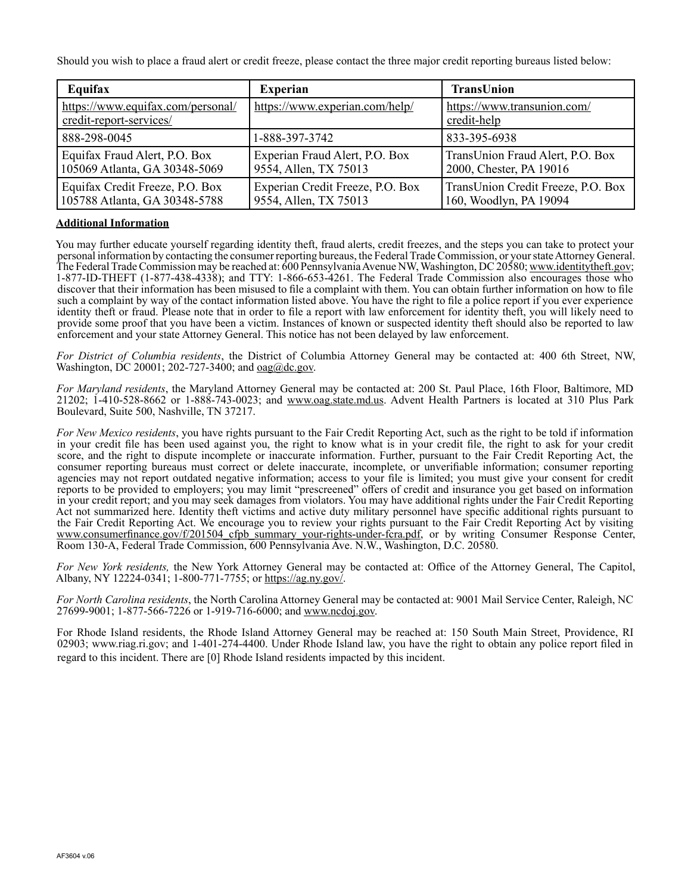Should you wish to place a fraud alert or credit freeze, please contact the three major credit reporting bureaus listed below:

| Equifax | Experian | TransUnion |
|---|---|---|
| https://www.equifax.com/personal/credit-report-services/ | https://www.experian.com/help/ | https://www.transunion.com/credit-help |
| 888-298-0045 | 1-888-397-3742 | 833-395-6938 |
| Equifax Fraud Alert, P.O. Box 105069 Atlanta, GA 30348-5069 | Experian Fraud Alert, P.O. Box 9554, Allen, TX 75013 | TransUnion Fraud Alert, P.O. Box 2000, Chester, PA 19016 |
| Equifax Credit Freeze, P.O. Box 105788 Atlanta, GA 30348-5788 | Experian Credit Freeze, P.O. Box 9554, Allen, TX 75013 | TransUnion Credit Freeze, P.O. Box 160, Woodlyn, PA 19094 |

**Additional Information**

You may further educate yourself regarding identity theft, fraud alerts, credit freezes, and the steps you can take to protect your personal information by contacting the consumer reporting bureaus, the Federal Trade Commission, or your state Attorney General. The Federal Trade Commission may be reached at: 600 Pennsylvania Avenue NW, Washington, DC 20580; www.identitytheft.gov; 1-877-ID-THEFT (1-877-438-4338); and TTY: 1-866-653-4261. The Federal Trade Commission also encourages those who discover that their information has been misused to file a complaint with them. You can obtain further information on how to file such a complaint by way of the contact information listed above. You have the right to file a police report if you ever experience identity theft or fraud. Please note that in order to file a report with law enforcement for identity theft, you will likely need to provide some proof that you have been a victim. Instances of known or suspected identity theft should also be reported to law enforcement and your state Attorney General. This notice has not been delayed by law enforcement.

*For District of Columbia residents*, the District of Columbia Attorney General may be contacted at: 400 6th Street, NW, Washington, DC 20001; 202-727-3400; and oag@dc.gov.

*For Maryland residents*, the Maryland Attorney General may be contacted at: 200 St. Paul Place, 16th Floor, Baltimore, MD 21202; 1-410-528-8662 or 1-888-743-0023; and www.oag.state.md.us. Advent Health Partners is located at 310 Plus Park Boulevard, Suite 500, Nashville, TN 37217.

*For New Mexico residents*, you have rights pursuant to the Fair Credit Reporting Act, such as the right to be told if information in your credit file has been used against you, the right to know what is in your credit file, the right to ask for your credit score, and the right to dispute incomplete or inaccurate information. Further, pursuant to the Fair Credit Reporting Act, the consumer reporting bureaus must correct or delete inaccurate, incomplete, or unverifiable information; consumer reporting agencies may not report outdated negative information; access to your file is limited; you must give your consent for credit reports to be provided to employers; you may limit "prescreened" offers of credit and insurance you get based on information in your credit report; and you may seek damages from violators. You may have additional rights under the Fair Credit Reporting Act not summarized here. Identity theft victims and active duty military personnel have specific additional rights pursuant to the Fair Credit Reporting Act. We encourage you to review your rights pursuant to the Fair Credit Reporting Act by visiting www.consumerfinance.gov/f/201504_cfpb_summary_your-rights-under-fcra.pdf, or by writing Consumer Response Center, Room 130-A, Federal Trade Commission, 600 Pennsylvania Ave. N.W., Washington, D.C. 20580.

*For New York residents,* the New York Attorney General may be contacted at: Office of the Attorney General, The Capitol, Albany, NY 12224-0341; 1-800-771-7755; or https://ag.ny.gov/.

*For North Carolina residents*, the North Carolina Attorney General may be contacted at: 9001 Mail Service Center, Raleigh, NC 27699-9001; 1-877-566-7226 or 1-919-716-6000; and www.ncdoj.gov.

For Rhode Island residents, the Rhode Island Attorney General may be reached at: 150 South Main Street, Providence, RI 02903; www.riag.ri.gov; and 1-401-274-4400. Under Rhode Island law, you have the right to obtain any police report filed in regard to this incident. There are [0] Rhode Island residents impacted by this incident.

AF3604 v.06